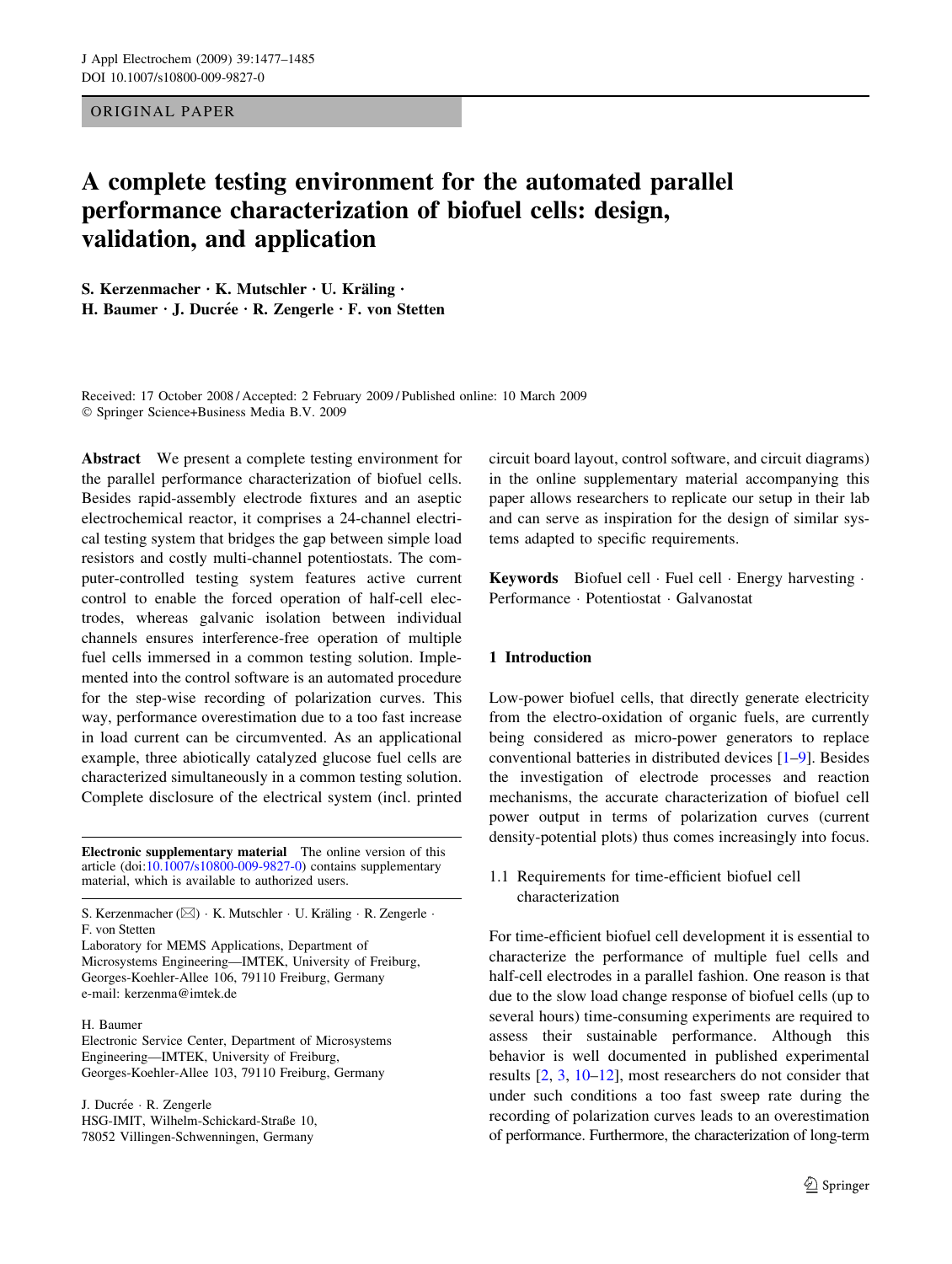ORIGINAL PAPER

# A complete testing environment for the automated parallel performance characterization of biofuel cells: design, validation, and application

S. Kerzenmacher · K. Mutschler · U. Kräling · H. Baumer · J. Ducrée · R. Zengerle · F. von Stetten

Received: 17 October 2008 / Accepted: 2 February 2009 / Published online: 10 March 2009
© Springer Science+Business Media B.V. 2009

**Abstract** We present a complete testing environment for the parallel performance characterization of biofuel cells. Besides rapid-assembly electrode fixtures and an aseptic electrochemical reactor, it comprises a 24-channel electrical testing system that bridges the gap between simple load resistors and costly multi-channel potentiostats. The computer-controlled testing system features active current control to enable the forced operation of half-cell electrodes, whereas galvanic isolation between individual channels ensures interference-free operation of multiple fuel cells immersed in a common testing solution. Implemented into the control software is an automated procedure for the step-wise recording of polarization curves. This way, performance overestimation due to a too fast increase in load current can be circumvented. As an applicational example, three abiotically catalyzed glucose fuel cells are characterized simultaneously in a common testing solution. Complete disclosure of the electrical system (incl. printed circuit board layout, control software, and circuit diagrams) in the online supplementary material accompanying this paper allows researchers to replicate our setup in their lab and can serve as inspiration for the design of similar systems adapted to specific requirements.

**Keywords** Biofuel cell · Fuel cell · Energy harvesting · Performance · Potentiostat · Galvanostat

**Electronic supplementary material** The online version of this article (doi:10.1007/s10800-009-9827-0) contains supplementary material, which is available to authorized users.

S. Kerzenmacher (✉) · K. Mutschler · U. Kräling · R. Zengerle · F. von Stetten
Laboratory for MEMS Applications, Department of Microsystems Engineering—IMTEK, University of Freiburg, Georges-Koehler-Allee 106, 79110 Freiburg, Germany
e-mail: kerzenma@imtek.de

H. Baumer
Electronic Service Center, Department of Microsystems Engineering—IMTEK, University of Freiburg, Georges-Koehler-Allee 103, 79110 Freiburg, Germany

J. Ducrée · R. Zengerle
HSG-IMIT, Wilhelm-Schickard-Straße 10, 78052 Villingen-Schwenningen, Germany

## 1 Introduction

Low-power biofuel cells, that directly generate electricity from the electro-oxidation of organic fuels, are currently being considered as micro-power generators to replace conventional batteries in distributed devices [1–9]. Besides the investigation of electrode processes and reaction mechanisms, the accurate characterization of biofuel cell power output in terms of polarization curves (current density-potential plots) thus comes increasingly into focus.

### 1.1 Requirements for time-efficient biofuel cell characterization

For time-efficient biofuel cell development it is essential to characterize the performance of multiple fuel cells and half-cell electrodes in a parallel fashion. One reason is that due to the slow load change response of biofuel cells (up to several hours) time-consuming experiments are required to assess their sustainable performance. Although this behavior is well documented in published experimental results [2, 3, 10–12], most researchers do not consider that under such conditions a too fast sweep rate during the recording of polarization curves leads to an overestimation of performance. Furthermore, the characterization of long-term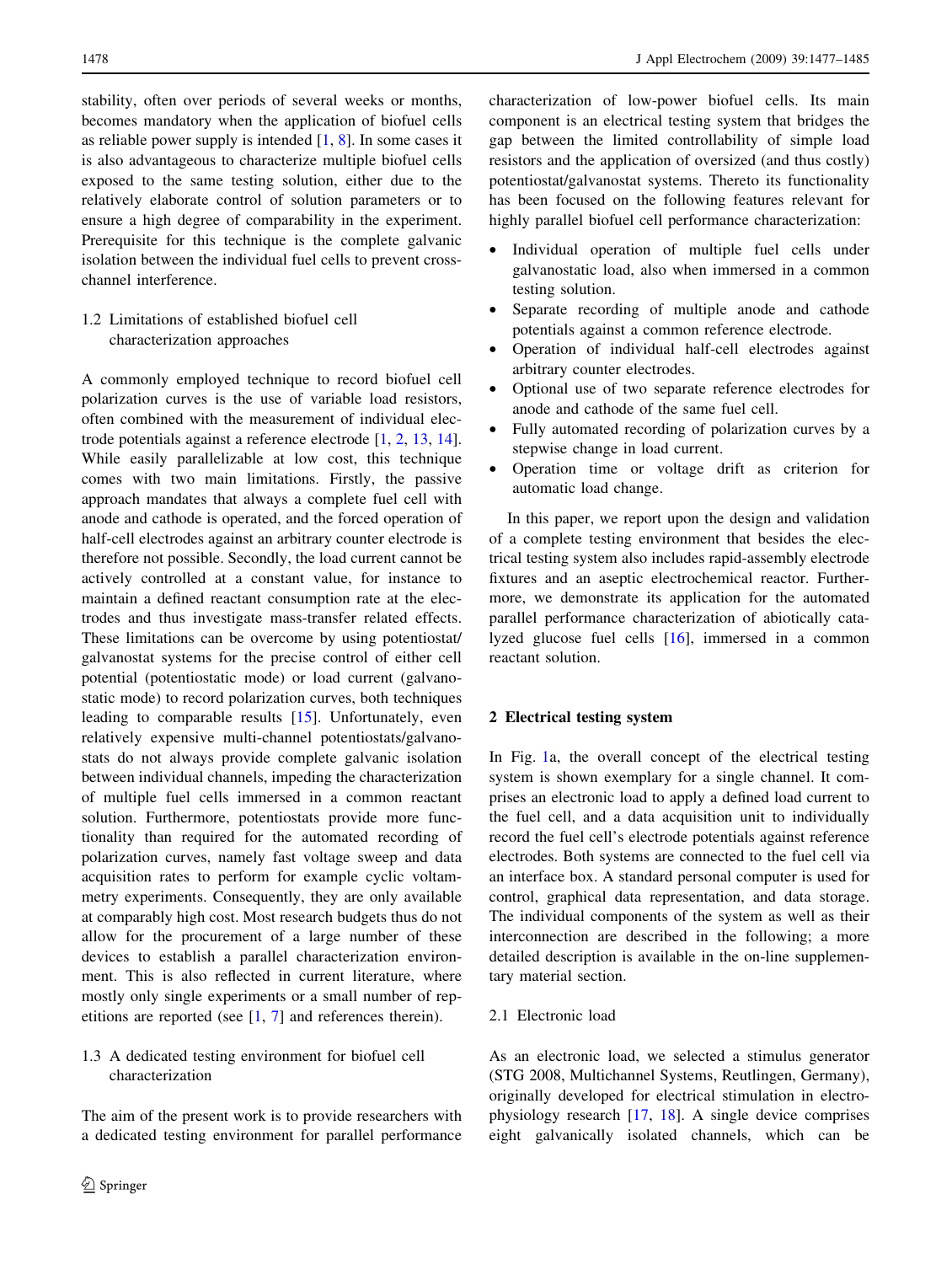stability, often over periods of several weeks or months, becomes mandatory when the application of biofuel cells as reliable power supply is intended [1, 8]. In some cases it is also advantageous to characterize multiple biofuel cells exposed to the same testing solution, either due to the relatively elaborate control of solution parameters or to ensure a high degree of comparability in the experiment. Prerequisite for this technique is the complete galvanic isolation between the individual fuel cells to prevent cross-channel interference.

### 1.2 Limitations of established biofuel cell characterization approaches

A commonly employed technique to record biofuel cell polarization curves is the use of variable load resistors, often combined with the measurement of individual electrode potentials against a reference electrode [1, 2, 13, 14]. While easily parallelizable at low cost, this technique comes with two main limitations. Firstly, the passive approach mandates that always a complete fuel cell with anode and cathode is operated, and the forced operation of half-cell electrodes against an arbitrary counter electrode is therefore not possible. Secondly, the load current cannot be actively controlled at a constant value, for instance to maintain a defined reactant consumption rate at the electrodes and thus investigate mass-transfer related effects. These limitations can be overcome by using potentiostat/galvanostat systems for the precise control of either cell potential (potentiostatic mode) or load current (galvanostatic mode) to record polarization curves, both techniques leading to comparable results [15]. Unfortunately, even relatively expensive multi-channel potentiostats/galvanostats do not always provide complete galvanic isolation between individual channels, impeding the characterization of multiple fuel cells immersed in a common reactant solution. Furthermore, potentiostats provide more functionality than required for the automated recording of polarization curves, namely fast voltage sweep and data acquisition rates to perform for example cyclic voltammetry experiments. Consequently, they are only available at comparably high cost. Most research budgets thus do not allow for the procurement of a large number of these devices to establish a parallel characterization environment. This is also reflected in current literature, where mostly only single experiments or a small number of repetitions are reported (see [1, 7] and references therein).

### 1.3 A dedicated testing environment for biofuel cell characterization

The aim of the present work is to provide researchers with a dedicated testing environment for parallel performance characterization of low-power biofuel cells. Its main component is an electrical testing system that bridges the gap between the limited controllability of simple load resistors and the application of oversized (and thus costly) potentiostat/galvanostat systems. Thereto its functionality has been focused on the following features relevant for highly parallel biofuel cell performance characterization:

- Individual operation of multiple fuel cells under galvanostatic load, also when immersed in a common testing solution.
- Separate recording of multiple anode and cathode potentials against a common reference electrode.
- Operation of individual half-cell electrodes against arbitrary counter electrodes.
- Optional use of two separate reference electrodes for anode and cathode of the same fuel cell.
- Fully automated recording of polarization curves by a stepwise change in load current.
- Operation time or voltage drift as criterion for automatic load change.

In this paper, we report upon the design and validation of a complete testing environment that besides the electrical testing system also includes rapid-assembly electrode fixtures and an aseptic electrochemical reactor. Furthermore, we demonstrate its application for the automated parallel performance characterization of abiotically catalyzed glucose fuel cells [16], immersed in a common reactant solution.

## 2 Electrical testing system

In Fig. 1a, the overall concept of the electrical testing system is shown exemplary for a single channel. It comprises an electronic load to apply a defined load current to the fuel cell, and a data acquisition unit to individually record the fuel cell's electrode potentials against reference electrodes. Both systems are connected to the fuel cell via an interface box. A standard personal computer is used for control, graphical data representation, and data storage. The individual components of the system as well as their interconnection are described in the following; a more detailed description is available in the on-line supplementary material section.

### 2.1 Electronic load

As an electronic load, we selected a stimulus generator (STG 2008, Multichannel Systems, Reutlingen, Germany), originally developed for electrical stimulation in electrophysiology research [17, 18]. A single device comprises eight galvanically isolated channels, which can be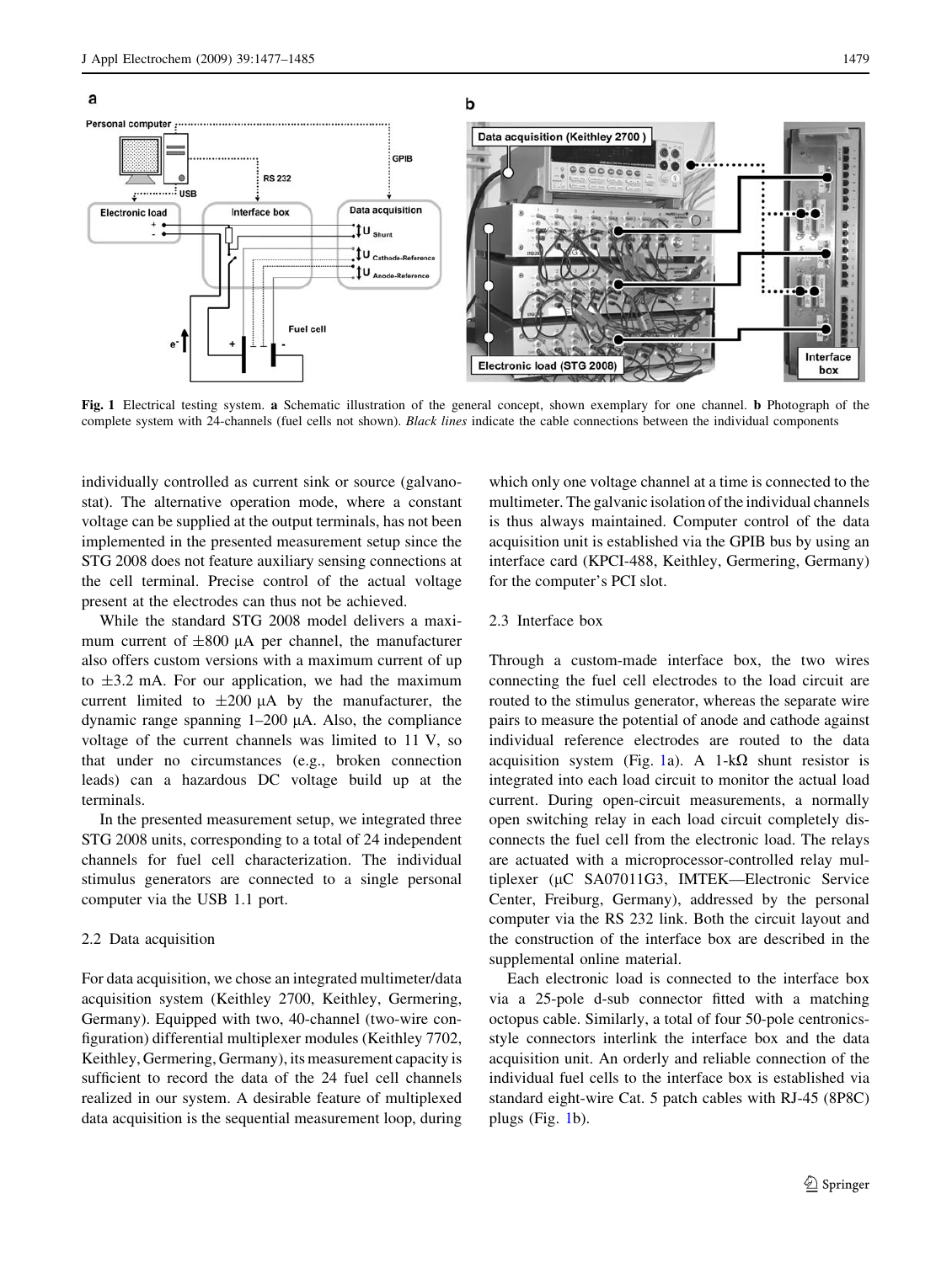**Fig. 1** Electrical testing system. **a** Schematic illustration of the general concept, shown exemplary for one channel. **b** Photograph of the complete system with 24-channels (fuel cells not shown). *Black lines* indicate the cable connections between the individual components

individually controlled as current sink or source (galvanostat). The alternative operation mode, where a constant voltage can be supplied at the output terminals, has not been implemented in the presented measurement setup since the STG 2008 does not feature auxiliary sensing connections at the cell terminal. Precise control of the actual voltage present at the electrodes can thus not be achieved.

While the standard STG 2008 model delivers a maximum current of ±800 μA per channel, the manufacturer also offers custom versions with a maximum current of up to ±3.2 mA. For our application, we had the maximum current limited to ±200 μA by the manufacturer, the dynamic range spanning 1–200 μA. Also, the compliance voltage of the current channels was limited to 11 V, so that under no circumstances (e.g., broken connection leads) can a hazardous DC voltage build up at the terminals.

In the presented measurement setup, we integrated three STG 2008 units, corresponding to a total of 24 independent channels for fuel cell characterization. The individual stimulus generators are connected to a single personal computer via the USB 1.1 port.

### 2.2 Data acquisition

For data acquisition, we chose an integrated multimeter/data acquisition system (Keithley 2700, Keithley, Germering, Germany). Equipped with two, 40-channel (two-wire configuration) differential multiplexer modules (Keithley 7702, Keithley, Germering, Germany), its measurement capacity is sufficient to record the data of the 24 fuel cell channels realized in our system. A desirable feature of multiplexed data acquisition is the sequential measurement loop, during which only one voltage channel at a time is connected to the multimeter. The galvanic isolation of the individual channels is thus always maintained. Computer control of the data acquisition unit is established via the GPIB bus by using an interface card (KPCI-488, Keithley, Germering, Germany) for the computer's PCI slot.

### 2.3 Interface box

Through a custom-made interface box, the two wires connecting the fuel cell electrodes to the load circuit are routed to the stimulus generator, whereas the separate wire pairs to measure the potential of anode and cathode against individual reference electrodes are routed to the data acquisition system (Fig. 1a). A 1-kΩ shunt resistor is integrated into each load circuit to monitor the actual load current. During open-circuit measurements, a normally open switching relay in each load circuit completely disconnects the fuel cell from the electronic load. The relays are actuated with a microprocessor-controlled relay multiplexer (μC SA07011G3, IMTEK—Electronic Service Center, Freiburg, Germany), addressed by the personal computer via the RS 232 link. Both the circuit layout and the construction of the interface box are described in the supplemental online material.

Each electronic load is connected to the interface box via a 25-pole d-sub connector fitted with a matching octopus cable. Similarly, a total of four 50-pole centronics-style connectors interlink the interface box and the data acquisition unit. An orderly and reliable connection of the individual fuel cells to the interface box is established via standard eight-wire Cat. 5 patch cables with RJ-45 (8P8C) plugs (Fig. 1b).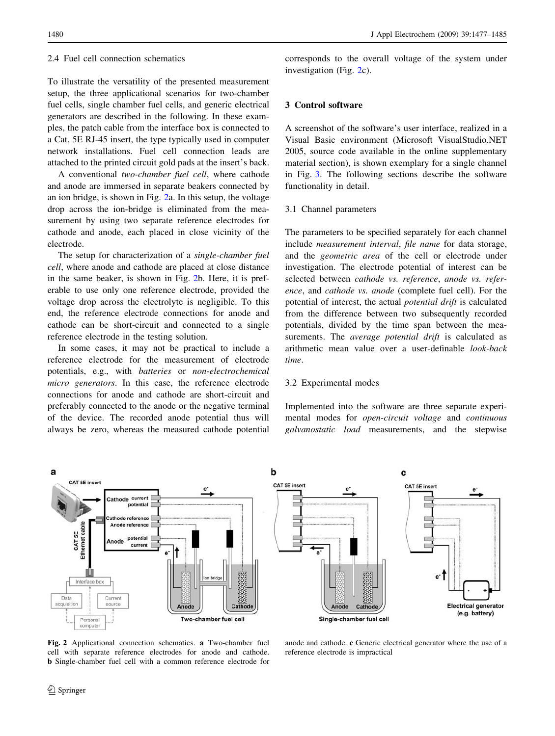### 2.4 Fuel cell connection schematics

To illustrate the versatility of the presented measurement setup, the three applicational scenarios for two-chamber fuel cells, single chamber fuel cells, and generic electrical generators are described in the following. In these examples, the patch cable from the interface box is connected to a Cat. 5E RJ-45 insert, the type typically used in computer network installations. Fuel cell connection leads are attached to the printed circuit gold pads at the insert's back.

A conventional *two-chamber fuel cell*, where cathode and anode are immersed in separate beakers connected by an ion bridge, is shown in Fig. 2a. In this setup, the voltage drop across the ion-bridge is eliminated from the measurement by using two separate reference electrodes for cathode and anode, each placed in close vicinity of the electrode.

The setup for characterization of a *single-chamber fuel cell*, where anode and cathode are placed at close distance in the same beaker, is shown in Fig. 2b. Here, it is preferable to use only one reference electrode, provided the voltage drop across the electrolyte is negligible. To this end, the reference electrode connections for anode and cathode can be short-circuit and connected to a single reference electrode in the testing solution.

In some cases, it may not be practical to include a reference electrode for the measurement of electrode potentials, e.g., with *batteries* or *non-electrochemical micro generators*. In this case, the reference electrode connections for anode and cathode are short-circuit and preferably connected to the anode or the negative terminal of the device. The recorded anode potential thus will always be zero, whereas the measured cathode potential corresponds to the overall voltage of the system under investigation (Fig. 2c).

## 3 Control software

A screenshot of the software's user interface, realized in a Visual Basic environment (Microsoft VisualStudio.NET 2005, source code available in the online supplementary material section), is shown exemplary for a single channel in Fig. 3. The following sections describe the software functionality in detail.

### 3.1 Channel parameters

The parameters to be specified separately for each channel include *measurement interval*, *file name* for data storage, and the *geometric area* of the cell or electrode under investigation. The electrode potential of interest can be selected between *cathode vs. reference*, *anode vs. reference*, and *cathode vs. anode* (complete fuel cell). For the potential of interest, the actual *potential drift* is calculated from the difference between two subsequently recorded potentials, divided by the time span between the measurements. The *average potential drift* is calculated as arithmetic mean value over a user-definable *look-back time*.

### 3.2 Experimental modes

Implemented into the software are three separate experimental modes for *open-circuit voltage* and *continuous galvanostatic load* measurements, and the stepwise

**Fig. 2** Applicational connection schematics. **a** Two-chamber fuel cell with separate reference electrodes for anode and cathode. **b** Single-chamber fuel cell with a common reference electrode for anode and cathode. **c** Generic electrical generator where the use of a reference electrode is impractical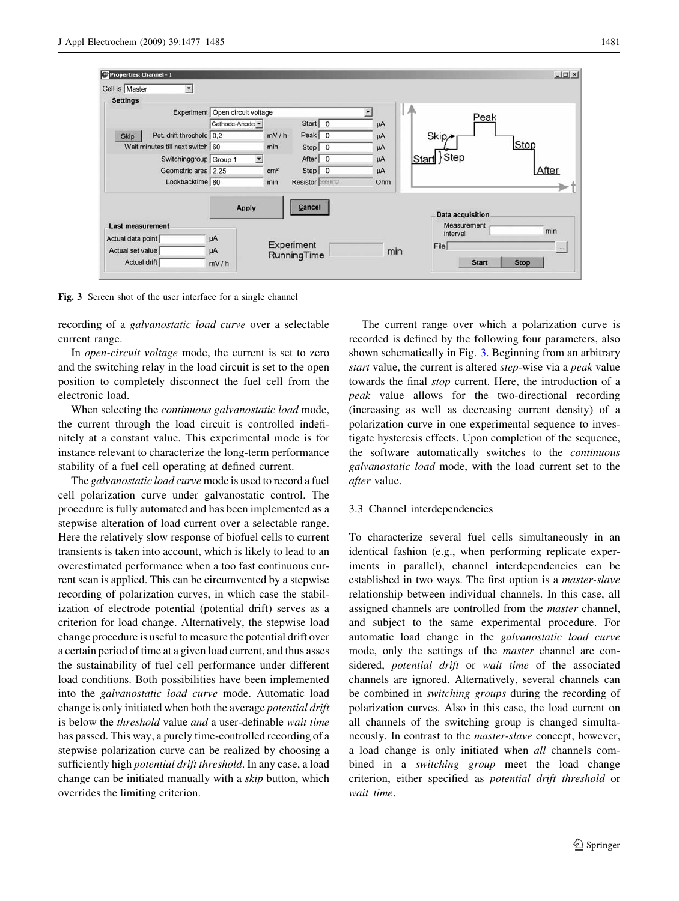Fig. 3 Screen shot of the user interface for a single channel

recording of a *galvanostatic load curve* over a selectable current range.

In *open-circuit voltage* mode, the current is set to zero and the switching relay in the load circuit is set to the open position to completely disconnect the fuel cell from the electronic load.

When selecting the *continuous galvanostatic load* mode, the current through the load circuit is controlled indefinitely at a constant value. This experimental mode is for instance relevant to characterize the long-term performance stability of a fuel cell operating at defined current.

The *galvanostatic load curve* mode is used to record a fuel cell polarization curve under galvanostatic control. The procedure is fully automated and has been implemented as a stepwise alteration of load current over a selectable range. Here the relatively slow response of biofuel cells to current transients is taken into account, which is likely to lead to an overestimated performance when a too fast continuous current scan is applied. This can be circumvented by a stepwise recording of polarization curves, in which case the stabilization of electrode potential (potential drift) serves as a criterion for load change. Alternatively, the stepwise load change procedure is useful to measure the potential drift over a certain period of time at a given load current, and thus asses the sustainability of fuel cell performance under different load conditions. Both possibilities have been implemented into the *galvanostatic load curve* mode. Automatic load change is only initiated when both the average *potential drift* is below the *threshold* value *and* a user-definable *wait time* has passed. This way, a purely time-controlled recording of a stepwise polarization curve can be realized by choosing a sufficiently high *potential drift threshold*. In any case, a load change can be initiated manually with a *skip* button, which overrides the limiting criterion.

The current range over which a polarization curve is recorded is defined by the following four parameters, also shown schematically in Fig. 3. Beginning from an arbitrary *start* value, the current is altered *step*-wise via a *peak* value towards the final *stop* current. Here, the introduction of a *peak* value allows for the two-directional recording (increasing as well as decreasing current density) of a polarization curve in one experimental sequence to investigate hysteresis effects. Upon completion of the sequence, the software automatically switches to the *continuous galvanostatic load* mode, with the load current set to the *after* value.

### 3.3 Channel interdependencies

To characterize several fuel cells simultaneously in an identical fashion (e.g., when performing replicate experiments in parallel), channel interdependencies can be established in two ways. The first option is a *master-slave* relationship between individual channels. In this case, all assigned channels are controlled from the *master* channel, and subject to the same experimental procedure. For automatic load change in the *galvanostatic load curve* mode, only the settings of the *master* channel are considered, *potential drift* or *wait time* of the associated channels are ignored. Alternatively, several channels can be combined in *switching groups* during the recording of polarization curves. Also in this case, the load current on all channels of the switching group is changed simultaneously. In contrast to the *master-slave* concept, however, a load change is only initiated when *all* channels combined in a *switching group* meet the load change criterion, either specified as *potential drift threshold* or *wait time*.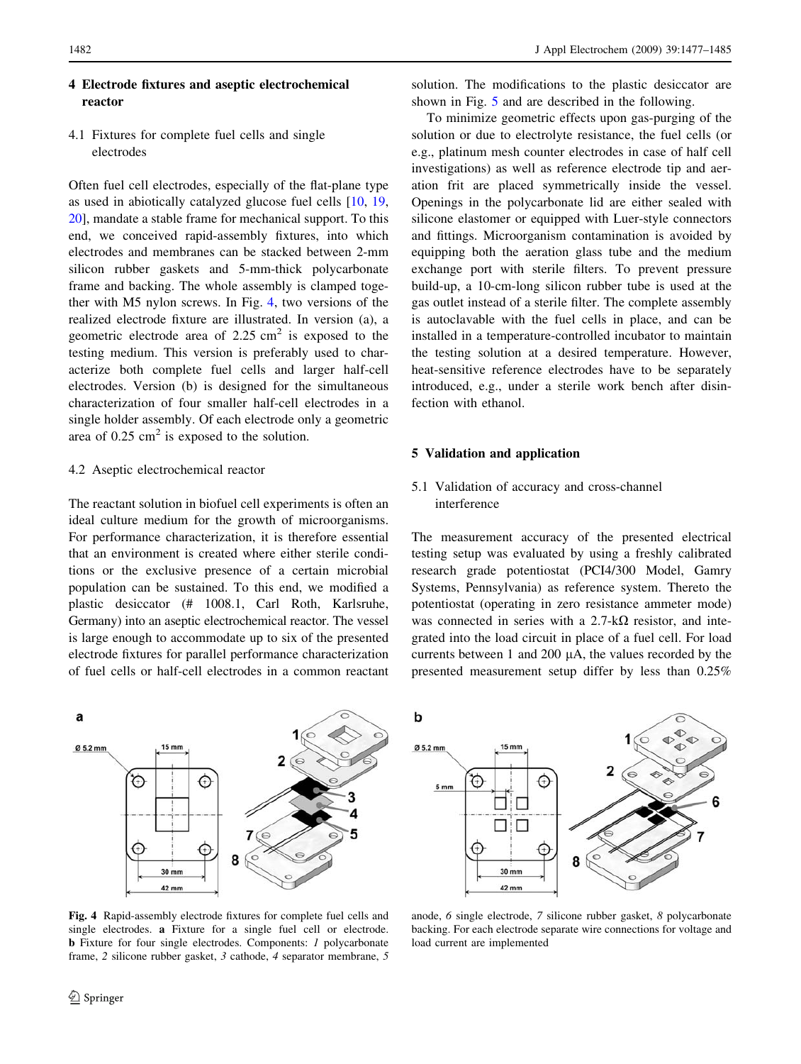## 4 Electrode fixtures and aseptic electrochemical reactor

### 4.1 Fixtures for complete fuel cells and single electrodes

Often fuel cell electrodes, especially of the flat-plane type as used in abiotically catalyzed glucose fuel cells [10, 19, 20], mandate a stable frame for mechanical support. To this end, we conceived rapid-assembly fixtures, into which electrodes and membranes can be stacked between 2-mm silicon rubber gaskets and 5-mm-thick polycarbonate frame and backing. The whole assembly is clamped together with M5 nylon screws. In Fig. 4, two versions of the realized electrode fixture are illustrated. In version (a), a geometric electrode area of 2.25 cm$^2$ is exposed to the testing medium. This version is preferably used to characterize both complete fuel cells and larger half-cell electrodes. Version (b) is designed for the simultaneous characterization of four smaller half-cell electrodes in a single holder assembly. Of each electrode only a geometric area of 0.25 cm$^2$ is exposed to the solution.

### 4.2 Aseptic electrochemical reactor

The reactant solution in biofuel cell experiments is often an ideal culture medium for the growth of microorganisms. For performance characterization, it is therefore essential that an environment is created where either sterile conditions or the exclusive presence of a certain microbial population can be sustained. To this end, we modified a plastic desiccator (# 1008.1, Carl Roth, Karlsruhe, Germany) into an aseptic electrochemical reactor. The vessel is large enough to accommodate up to six of the presented electrode fixtures for parallel performance characterization of fuel cells or half-cell electrodes in a common reactant solution. The modifications to the plastic desiccator are shown in Fig. 5 and are described in the following.

To minimize geometric effects upon gas-purging of the solution or due to electrolyte resistance, the fuel cells (or e.g., platinum mesh counter electrodes in case of half cell investigations) as well as reference electrode tip and aeration frit are placed symmetrically inside the vessel. Openings in the polycarbonate lid are either sealed with silicone elastomer or equipped with Luer-style connectors and fittings. Microorganism contamination is avoided by equipping both the aeration glass tube and the medium exchange port with sterile filters. To prevent pressure build-up, a 10-cm-long silicon rubber tube is used at the gas outlet instead of a sterile filter. The complete assembly is autoclavable with the fuel cells in place, and can be installed in a temperature-controlled incubator to maintain the testing solution at a desired temperature. However, heat-sensitive reference electrodes have to be separately introduced, e.g., under a sterile work bench after disinfection with ethanol.

## 5 Validation and application

### 5.1 Validation of accuracy and cross-channel interference

The measurement accuracy of the presented electrical testing setup was evaluated by using a freshly calibrated research grade potentiostat (PCI4/300 Model, Gamry Systems, Pennsylvania) as reference system. Thereto the potentiostat (operating in zero resistance ammeter mode) was connected in series with a 2.7-kΩ resistor, and integrated into the load circuit in place of a fuel cell. For load currents between 1 and 200 μA, the values recorded by the presented measurement setup differ by less than 0.25%

**Fig. 4** Rapid-assembly electrode fixtures for complete fuel cells and single electrodes. **a** Fixture for a single fuel cell or electrode. **b** Fixture for four single electrodes. Components: *1* polycarbonate frame, *2* silicone rubber gasket, *3* cathode, *4* separator membrane, *5* anode, *6* single electrode, *7* silicone rubber gasket, *8* polycarbonate backing. For each electrode separate wire connections for voltage and load current are implemented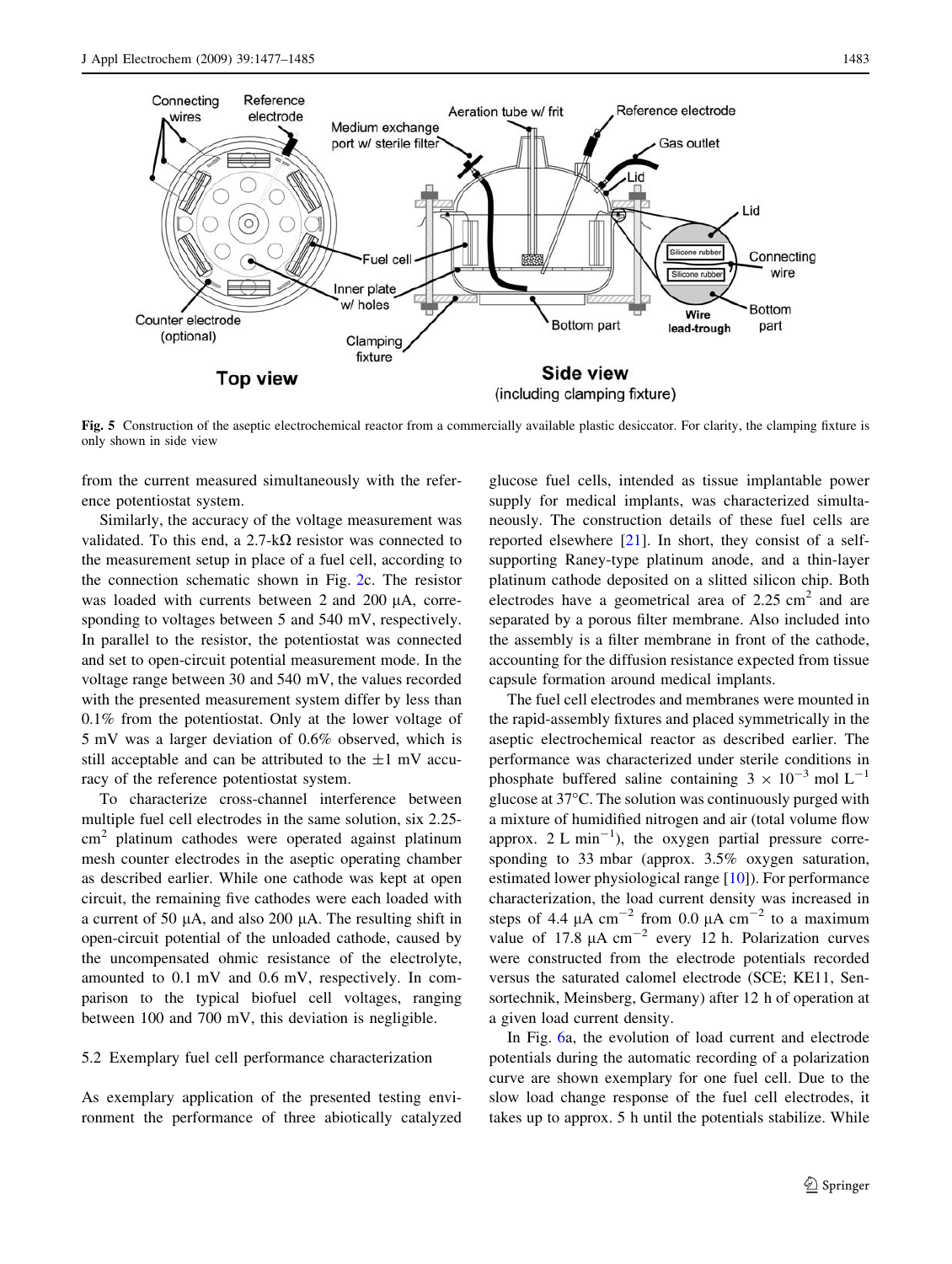Fig. 5 Construction of the aseptic electrochemical reactor from a commercially available plastic desiccator. For clarity, the clamping fixture is only shown in side view

from the current measured simultaneously with the reference potentiostat system.

Similarly, the accuracy of the voltage measurement was validated. To this end, a 2.7-kΩ resistor was connected to the measurement setup in place of a fuel cell, according to the connection schematic shown in Fig. 2c. The resistor was loaded with currents between 2 and 200 μA, corresponding to voltages between 5 and 540 mV, respectively. In parallel to the resistor, the potentiostat was connected and set to open-circuit potential measurement mode. In the voltage range between 30 and 540 mV, the values recorded with the presented measurement system differ by less than 0.1% from the potentiostat. Only at the lower voltage of 5 mV was a larger deviation of 0.6% observed, which is still acceptable and can be attributed to the ±1 mV accuracy of the reference potentiostat system.

To characterize cross-channel interference between multiple fuel cell electrodes in the same solution, six 2.25-$cm^2$ platinum cathodes were operated against platinum mesh counter electrodes in the aseptic operating chamber as described earlier. While one cathode was kept at open circuit, the remaining five cathodes were each loaded with a current of 50 μA, and also 200 μA. The resulting shift in open-circuit potential of the unloaded cathode, caused by the uncompensated ohmic resistance of the electrolyte, amounted to 0.1 mV and 0.6 mV, respectively. In comparison to the typical biofuel cell voltages, ranging between 100 and 700 mV, this deviation is negligible.

### 5.2 Exemplary fuel cell performance characterization

As exemplary application of the presented testing environment the performance of three abiotically catalyzed glucose fuel cells, intended as tissue implantable power supply for medical implants, was characterized simultaneously. The construction details of these fuel cells are reported elsewhere [21]. In short, they consist of a self-supporting Raney-type platinum anode, and a thin-layer platinum cathode deposited on a slitted silicon chip. Both electrodes have a geometrical area of 2.25 $cm^2$ and are separated by a porous filter membrane. Also included into the assembly is a filter membrane in front of the cathode, accounting for the diffusion resistance expected from tissue capsule formation around medical implants.

The fuel cell electrodes and membranes were mounted in the rapid-assembly fixtures and placed symmetrically in the aseptic electrochemical reactor as described earlier. The performance was characterized under sterile conditions in phosphate buffered saline containing $3 \times 10^{-3}$ mol $L^{-1}$ glucose at 37°C. The solution was continuously purged with a mixture of humidified nitrogen and air (total volume flow approx. 2 L $min^{-1}$), the oxygen partial pressure corresponding to 33 mbar (approx. 3.5% oxygen saturation, estimated lower physiological range [10]). For performance characterization, the load current density was increased in steps of 4.4 μA $cm^{-2}$ from 0.0 μA $cm^{-2}$ to a maximum value of 17.8 μA $cm^{-2}$ every 12 h. Polarization curves were constructed from the electrode potentials recorded versus the saturated calomel electrode (SCE; KE11, Sensortechnik, Meinsberg, Germany) after 12 h of operation at a given load current density.

In Fig. 6a, the evolution of load current and electrode potentials during the automatic recording of a polarization curve are shown exemplary for one fuel cell. Due to the slow load change response of the fuel cell electrodes, it takes up to approx. 5 h until the potentials stabilize. While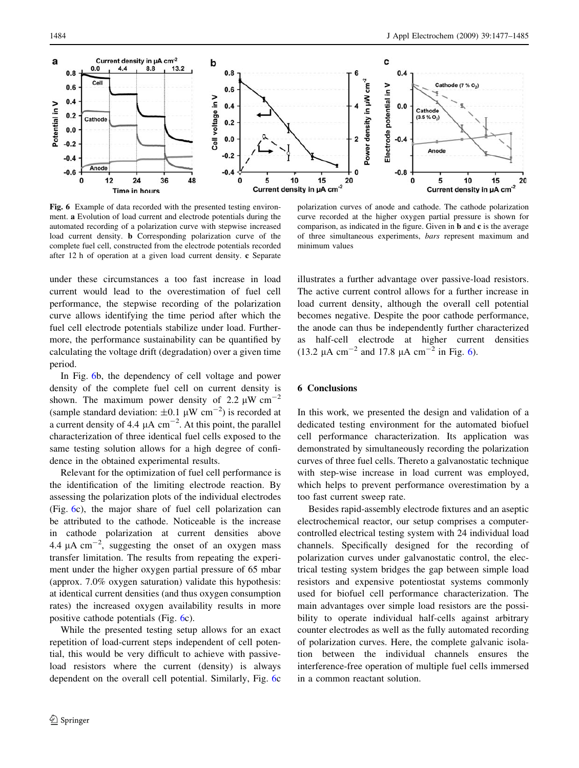Fig. 6 Example of data recorded with the presented testing environment. **a** Evolution of load current and electrode potentials during the automated recording of a polarization curve with stepwise increased load current density. **b** Corresponding polarization curve of the complete fuel cell, constructed from the electrode potentials recorded after 12 h of operation at a given load current density. **c** Separate polarization curves of anode and cathode. The cathode polarization curve recorded at the higher oxygen partial pressure is shown for comparison, as indicated in the figure. Given in **b** and **c** is the average of three simultaneous experiments, *bars* represent maximum and minimum values

under these circumstances a too fast increase in load current would lead to the overestimation of fuel cell performance, the stepwise recording of the polarization curve allows identifying the time period after which the fuel cell electrode potentials stabilize under load. Furthermore, the performance sustainability can be quantified by calculating the voltage drift (degradation) over a given time period.

In Fig. 6b, the dependency of cell voltage and power density of the complete fuel cell on current density is shown. The maximum power density of 2.2 μW $cm^{-2}$ (sample standard deviation: ±0.1 μW $cm^{-2}$) is recorded at a current density of 4.4 μA $cm^{-2}$. At this point, the parallel characterization of three identical fuel cells exposed to the same testing solution allows for a high degree of confidence in the obtained experimental results.

Relevant for the optimization of fuel cell performance is the identification of the limiting electrode reaction. By assessing the polarization plots of the individual electrodes (Fig. 6c), the major share of fuel cell polarization can be attributed to the cathode. Noticeable is the increase in cathode polarization at current densities above 4.4 μA $cm^{-2}$, suggesting the onset of an oxygen mass transfer limitation. The results from repeating the experiment under the higher oxygen partial pressure of 65 mbar (approx. 7.0% oxygen saturation) validate this hypothesis: at identical current densities (and thus oxygen consumption rates) the increased oxygen availability results in more positive cathode potentials (Fig. 6c).

While the presented testing setup allows for an exact repetition of load-current steps independent of cell potential, this would be very difficult to achieve with passive-load resistors where the current (density) is always dependent on the overall cell potential. Similarly, Fig. 6c illustrates a further advantage over passive-load resistors. The active current control allows for a further increase in load current density, although the overall cell potential becomes negative. Despite the poor cathode performance, the anode can thus be independently further characterized as half-cell electrode at higher current densities (13.2 μA $cm^{-2}$ and 17.8 μA $cm^{-2}$ in Fig. 6).

## 6 Conclusions

In this work, we presented the design and validation of a dedicated testing environment for the automated biofuel cell performance characterization. Its application was demonstrated by simultaneously recording the polarization curves of three fuel cells. Thereto a galvanostatic technique with step-wise increase in load current was employed, which helps to prevent performance overestimation by a too fast current sweep rate.

Besides rapid-assembly electrode fixtures and an aseptic electrochemical reactor, our setup comprises a computer-controlled electrical testing system with 24 individual load channels. Specifically designed for the recording of polarization curves under galvanostatic control, the electrical testing system bridges the gap between simple load resistors and expensive potentiostat systems commonly used for biofuel cell performance characterization. The main advantages over simple load resistors are the possibility to operate individual half-cells against arbitrary counter electrodes as well as the fully automated recording of polarization curves. Here, the complete galvanic isolation between the individual channels ensures the interference-free operation of multiple fuel cells immersed in a common reactant solution.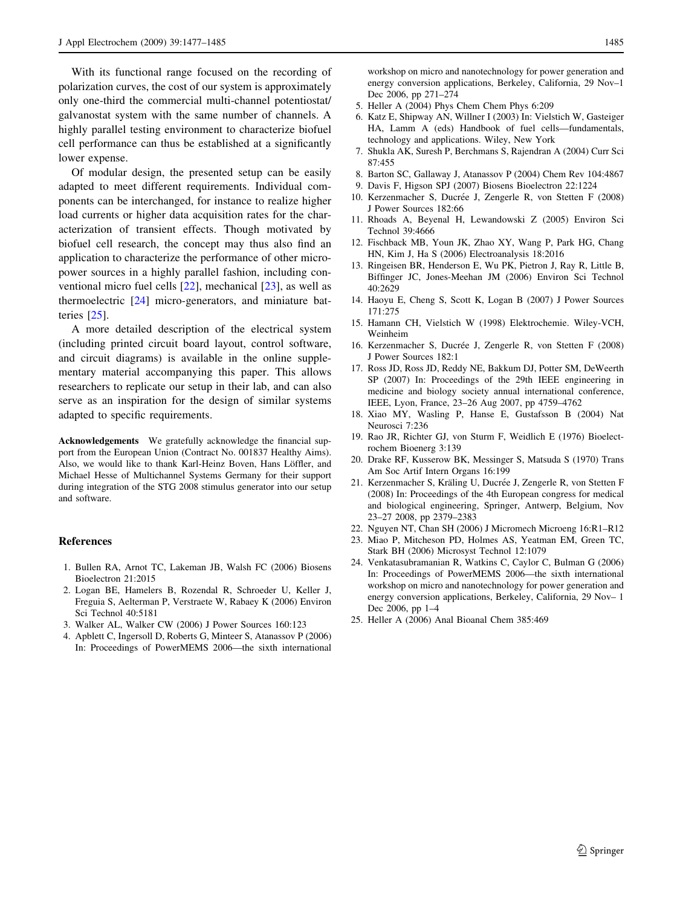With its functional range focused on the recording of polarization curves, the cost of our system is approximately only one-third the commercial multi-channel potentiostat/galvanostat system with the same number of channels. A highly parallel testing environment to characterize biofuel cell performance can thus be established at a significantly lower expense.

Of modular design, the presented setup can be easily adapted to meet different requirements. Individual components can be interchanged, for instance to realize higher load currents or higher data acquisition rates for the characterization of transient effects. Though motivated by biofuel cell research, the concept may thus also find an application to characterize the performance of other micro-power sources in a highly parallel fashion, including conventional micro fuel cells [22], mechanical [23], as well as thermoelectric [24] micro-generators, and miniature batteries [25].

A more detailed description of the electrical system (including printed circuit board layout, control software, and circuit diagrams) is available in the online supplementary material accompanying this paper. This allows researchers to replicate our setup in their lab, and can also serve as an inspiration for the design of similar systems adapted to specific requirements.

**Acknowledgements** We gratefully acknowledge the financial support from the European Union (Contract No. 001837 Healthy Aims). Also, we would like to thank Karl-Heinz Boven, Hans Löffler, and Michael Hesse of Multichannel Systems Germany for their support during integration of the STG 2008 stimulus generator into our setup and software.

## References

1. Bullen RA, Arnot TC, Lakeman JB, Walsh FC (2006) Biosens Bioelectron 21:2015
2. Logan BE, Hamelers B, Rozendal R, Schroeder U, Keller J, Freguia S, Aelterman P, Verstraete W, Rabaey K (2006) Environ Sci Technol 40:5181
3. Walker AL, Walker CW (2006) J Power Sources 160:123
4. Apblett C, Ingersoll D, Roberts G, Minteer S, Atanassov P (2006) In: Proceedings of PowerMEMS 2006—the sixth international workshop on micro and nanotechnology for power generation and energy conversion applications, Berkeley, California, 29 Nov–1 Dec 2006, pp 271–274
5. Heller A (2004) Phys Chem Chem Phys 6:209
6. Katz E, Shipway AN, Willner I (2003) In: Vielstich W, Gasteiger HA, Lamm A (eds) Handbook of fuel cells—fundamentals, technology and applications. Wiley, New York
7. Shukla AK, Suresh P, Berchmans S, Rajendran A (2004) Curr Sci 87:455
8. Barton SC, Gallaway J, Atanassov P (2004) Chem Rev 104:4867
9. Davis F, Higson SPJ (2007) Biosens Bioelectron 22:1224
10. Kerzenmacher S, Ducrée J, Zengerle R, von Stetten F (2008) J Power Sources 182:66
11. Rhoads A, Beyenal H, Lewandowski Z (2005) Environ Sci Technol 39:4666
12. Fischback MB, Youn JK, Zhao XY, Wang P, Park HG, Chang HN, Kim J, Ha S (2006) Electroanalysis 18:2016
13. Ringeisen BR, Henderson E, Wu PK, Pietron J, Ray R, Little B, Biffinger JC, Jones-Meehan JM (2006) Environ Sci Technol 40:2629
14. Haoyu E, Cheng S, Scott K, Logan B (2007) J Power Sources 171:275
15. Hamann CH, Vielstich W (1998) Elektrochemie. Wiley-VCH, Weinheim
16. Kerzenmacher S, Ducrée J, Zengerle R, von Stetten F (2008) J Power Sources 182:1
17. Ross JD, Ross JD, Reddy NE, Bakkum DJ, Potter SM, DeWeerth SP (2007) In: Proceedings of the 29th IEEE engineering in medicine and biology society annual international conference, IEEE, Lyon, France, 23–26 Aug 2007, pp 4759–4762
18. Xiao MY, Wasling P, Hanse E, Gustafsson B (2004) Nat Neurosci 7:236
19. Rao JR, Richter GJ, von Sturm F, Weidlich E (1976) Bioelectrochem Bioenerg 3:139
20. Drake RF, Kusserow BK, Messinger S, Matsuda S (1970) Trans Am Soc Artif Intern Organs 16:199
21. Kerzenmacher S, Kräling U, Ducrée J, Zengerle R, von Stetten F (2008) In: Proceedings of the 4th European congress for medical and biological engineering, Springer, Antwerp, Belgium, Nov 23–27 2008, pp 2379–2383
22. Nguyen NT, Chan SH (2006) J Micromech Microeng 16:R1–R12
23. Miao P, Mitcheson PD, Holmes AS, Yeatman EM, Green TC, Stark BH (2006) Microsyst Technol 12:1079
24. Venkatasubramanian R, Watkins C, Caylor C, Bulman G (2006) In: Proceedings of PowerMEMS 2006—the sixth international workshop on micro and nanotechnology for power generation and energy conversion applications, Berkeley, California, 29 Nov– 1 Dec 2006, pp 1–4
25. Heller A (2006) Anal Bioanal Chem 385:469